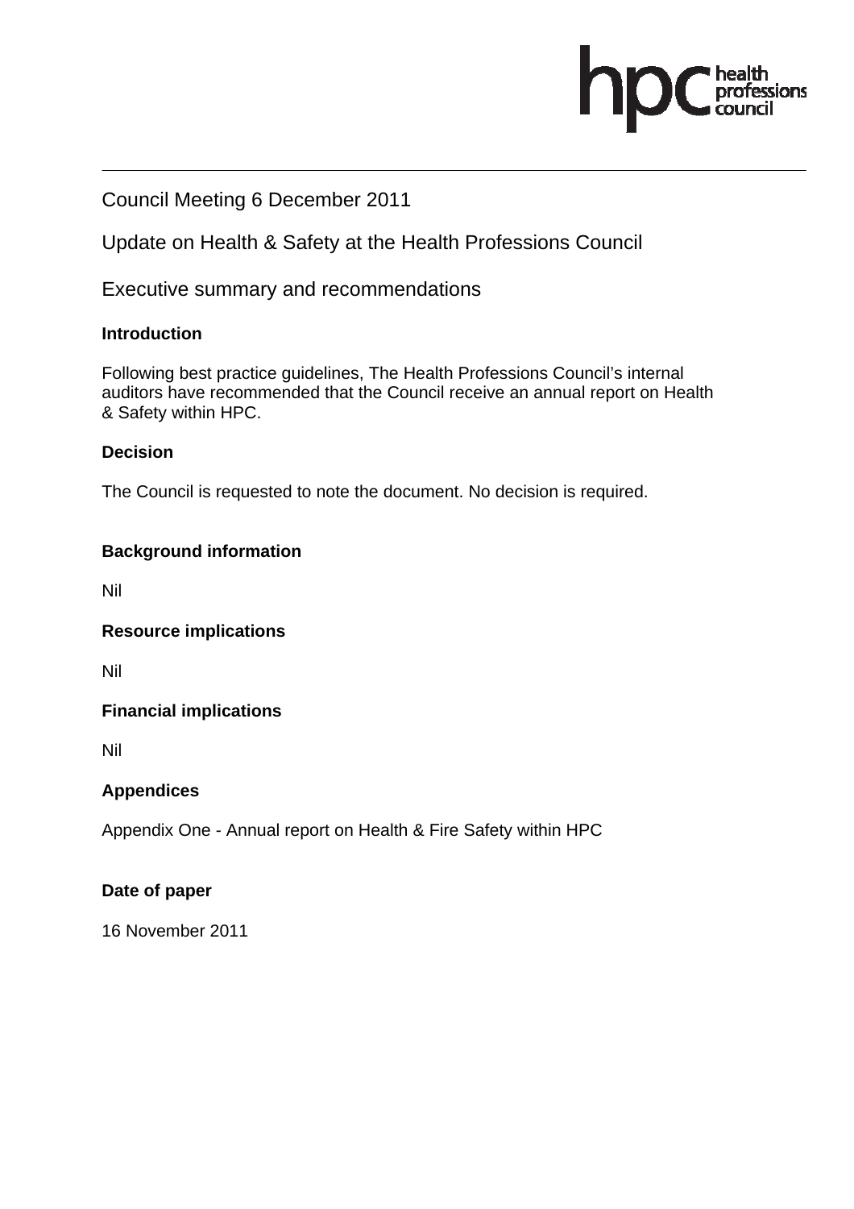hpc health professions council

Council Meeting 6 December 2011

Update on Health & Safety at the Health Professions Council

Executive summary and recommendations

**Introduction**

Following best practice guidelines, The Health Professions Council's internal auditors have recommended that the Council receive an annual report on Health & Safety within HPC.

**Decision**

The Council is requested to note the document. No decision is required.

**Background information**

Nil

**Resource implications**

Nil

**Financial implications**

Nil

**Appendices**

Appendix One - Annual report on Health & Fire Safety within HPC

**Date of paper**

16 November 2011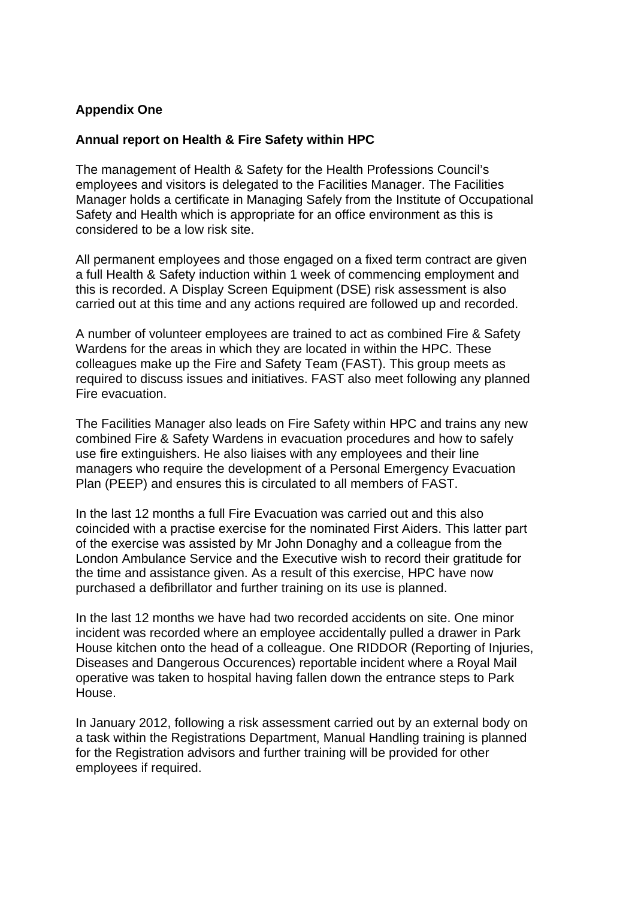**Appendix One**

**Annual report on Health & Fire Safety within HPC**

The management of Health & Safety for the Health Professions Council's employees and visitors is delegated to the Facilities Manager. The Facilities Manager holds a certificate in Managing Safely from the Institute of Occupational Safety and Health which is appropriate for an office environment as this is considered to be a low risk site.

All permanent employees and those engaged on a fixed term contract are given a full Health & Safety induction within 1 week of commencing employment and this is recorded. A Display Screen Equipment (DSE) risk assessment is also carried out at this time and any actions required are followed up and recorded.

A number of volunteer employees are trained to act as combined Fire & Safety Wardens for the areas in which they are located in within the HPC. These colleagues make up the Fire and Safety Team (FAST). This group meets as required to discuss issues and initiatives. FAST also meet following any planned Fire evacuation.

The Facilities Manager also leads on Fire Safety within HPC and trains any new combined Fire & Safety Wardens in evacuation procedures and how to safely use fire extinguishers. He also liaises with any employees and their line managers who require the development of a Personal Emergency Evacuation Plan (PEEP) and ensures this is circulated to all members of FAST.

In the last 12 months a full Fire Evacuation was carried out and this also coincided with a practise exercise for the nominated First Aiders. This latter part of the exercise was assisted by Mr John Donaghy and a colleague from the London Ambulance Service and the Executive wish to record their gratitude for the time and assistance given. As a result of this exercise, HPC have now purchased a defibrillator and further training on its use is planned.

In the last 12 months we have had two recorded accidents on site. One minor incident was recorded where an employee accidentally pulled a drawer in Park House kitchen onto the head of a colleague. One RIDDOR (Reporting of Injuries, Diseases and Dangerous Occurences) reportable incident where a Royal Mail operative was taken to hospital having fallen down the entrance steps to Park House.

In January 2012, following a risk assessment carried out by an external body on a task within the Registrations Department, Manual Handling training is planned for the Registration advisors and further training will be provided for other employees if required.